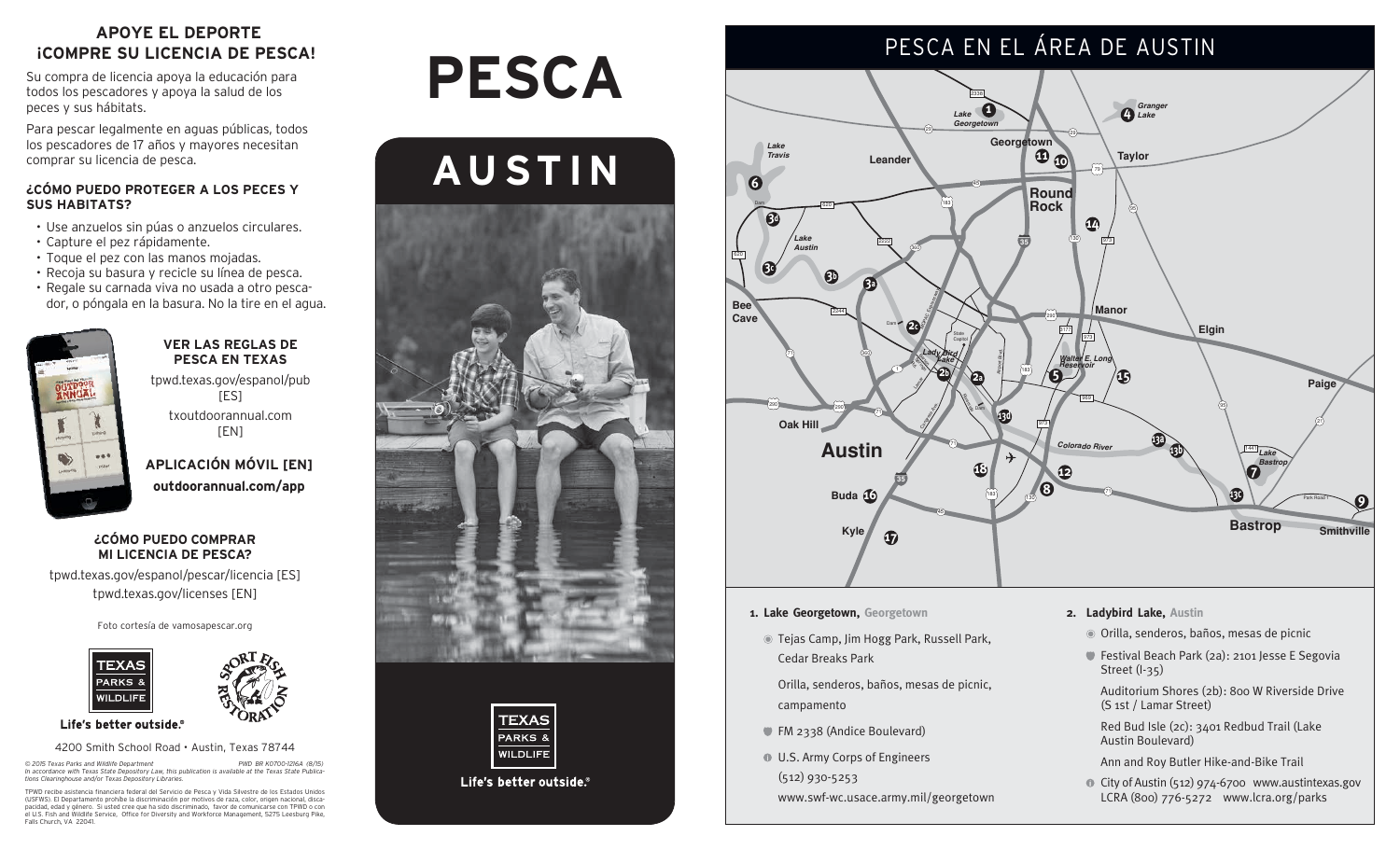## APOYE EL DEPORTE ¡COMPRE SU LICENCIA DE PESCA!

Su compra de licencia apoya la educación para todos los pescadores y apoya la salud de los peces y sus hábitats.

Para pescar legalmente en aguas públicas, todos los pescadores de 17 años y mayores necesitan comprar su licencia de pesca.

### ¿CÓMO PUEDO PROTEGER A LOS PECES Y SUS HABITATS?

- Use anzuelos sin púas o anzuelos circulares.
- Capture el pez rápidamente.
- Toque el pez con las manos mojadas.
- Recoja su basura y recicle su línea de pesca.
- Regale su carnada viva no usada a otro pescador, o póngala en la basura. No la tire en el agua.

### VER LAS REGLAS DE PESCA EN TEXAS

tpwd.texas.gov/espanol/pub [ES]

txoutdoorannual.com [EN]

**APLICACIÓN MÓVIL [EN]**

**outdoorannual.com/app**

### ¿CÓMO PUEDO COMPRAR MI LICENCIA DE PESCA?

tpwd.texas.gov/espanol/pescar/licencia [ES]

tpwd.texas.gov/licenses [EN]

Foto cortesía de vamosapescar.org

**Life's better outside.®**

4200 Smith School Road • Austin, Texas 78744

*© 2015 Texas Parks and Wildlife Department PWD BR K0700-1216A (8/15) In accordance with Texas State Depository Law, this publication is available at the Texas State Publications Clearinghouse and/or Texas Depository Libraries.*

TPWD recibe asistencia financiera federal del Servicio de Pesca y Vida Silvestre de los Estados Unidos (USFWS). El Departamento prohíbe la discriminación por motivos de raza, color, origen nacional, discapacidad, edad y género. Si usted cree que ha sido discriminado, favor de comunicarse con TPWD o con el U.S. Fish and Wildlife Service, Office for Diversity and Workforce Management, 5275 Leesburg Pike, Falls Church, VA 22041.

# PESCA

# AUSTIN

Life's better outside.®

## PESCA EN EL ÁREA DE AUSTIN

**1. Lake Georgetown,** Georgetown

- Tejas Camp, Jim Hogg Park, Russell Park, Cedar Breaks Park

  Orilla, senderos, baños, mesas de picnic, campamento
- FM 2338 (Andice Boulevard)
- U.S. Army Corps of Engineers (512) 930-5253 www.swf-wc.usace.army.mil/georgetown

**2. Ladybird Lake,** Austin

- Orilla, senderos, baños, mesas de picnic
- Festival Beach Park (2a): 2101 Jesse E Segovia Street (I-35)

  Auditorium Shores (2b): 800 W Riverside Drive (S 1st / Lamar Street)

  Red Bud Isle (2c): 3401 Redbud Trail (Lake Austin Boulevard)

  Ann and Roy Butler Hike-and-Bike Trail
- City of Austin (512) 974-6700 www.austintexas.gov LCRA (800) 776-5272 www.lcra.org/parks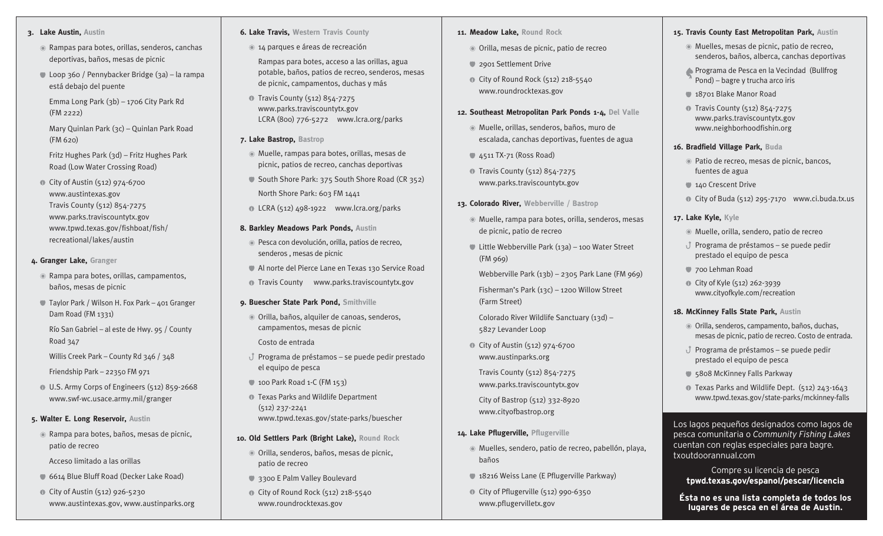### 3. Lake Austin, Austin

- Rampas para botes, orillas, senderos, canchas deportivas, baños, mesas de picnic
- Loop 360 / Pennybacker Bridge (3a) – la rampa está debajo del puente

  Emma Long Park (3b) – 1706 City Park Rd (FM 2222)

  Mary Quinlan Park (3c) – Quinlan Park Road (FM 620)

  Fritz Hughes Park (3d) – Fritz Hughes Park Road (Low Water Crossing Road)
- City of Austin (512) 974-6700
  www.austintexas.gov
  Travis County (512) 854-7275
  www.parks.traviscountytx.gov
  www.tpwd.texas.gov/fishboat/fish/recreational/lakes/austin

### 4. Granger Lake, Granger

- Rampa para botes, orillas, campamentos, baños, mesas de picnic
- Taylor Park / Wilson H. Fox Park – 401 Granger Dam Road (FM 1331)

  Río San Gabriel – al este de Hwy. 95 / County Road 347

  Willis Creek Park – County Rd 346 / 348

  Friendship Park – 22350 FM 971
- U.S. Army Corps of Engineers (512) 859-2668
  www.swf-wc.usace.army.mil/granger

### 5. Walter E. Long Reservoir, Austin

- Rampa para botes, baños, mesas de picnic, patio de recreo

  Acceso limitado a las orillas
- 6614 Blue Bluff Road (Decker Lake Road)
- City of Austin (512) 926-5230
  www.austintexas.gov, www.austinparks.org

### 6. Lake Travis, Western Travis County

- 14 parques e áreas de recreación

  Rampas para botes, acceso a las orillas, agua potable, baños, patios de recreo, senderos, mesas de picnic, campamentos, duchas y más
- Travis County (512) 854-7275
  www.parks.traviscountytx.gov
  LCRA (800) 776-5272 www.lcra.org/parks

### 7. Lake Bastrop, Bastrop

- Muelle, rampas para botes, orillas, mesas de picnic, patios de recreo, canchas deportivas
- South Shore Park: 375 South Shore Road (CR 352)

  North Shore Park: 603 FM 1441
- LCRA (512) 498-1922 www.lcra.org/parks

### 8. Barkley Meadows Park Ponds, Austin

- Pesca con devolución, orilla, patios de recreo, senderos , mesas de picnic
- Al norte del Pierce Lane en Texas 130 Service Road
- Travis County www.parks.traviscountytx.gov

### 9. Buescher State Park Pond, Smithville

- Orilla, baños, alquiler de canoas, senderos, campamentos, mesas de picnic

  Costo de entrada
- Programa de préstamos – se puede pedir prestado el equipo de pesca
- 100 Park Road 1-C (FM 153)
- Texas Parks and Wildlife Department
  (512) 237-2241
  www.tpwd.texas.gov/state-parks/buescher

### 10. Old Settlers Park (Bright Lake), Round Rock

- Orilla, senderos, baños, mesas de picnic, patio de recreo
- 3300 E Palm Valley Boulevard
- City of Round Rock (512) 218-5540
  www.roundrocktexas.gov

### 11. Meadow Lake, Round Rock

- Orilla, mesas de picnic, patio de recreo
- 2901 Settlement Drive
- City of Round Rock (512) 218-5540
  www.roundrocktexas.gov

### 12. Southeast Metropolitan Park Ponds 1-4, Del Valle

- Muelle, orillas, senderos, baños, muro de escalada, canchas deportivas, fuentes de agua
- 4511 TX-71 (Ross Road)
- Travis County (512) 854-7275
  www.parks.traviscountytx.gov

### 13. Colorado River, Webberville / Bastrop

- Muelle, rampa para botes, orilla, senderos, mesas de picnic, patio de recreo
- Little Webberville Park (13a) – 100 Water Street (FM 969)

  Webberville Park (13b) – 2305 Park Lane (FM 969)

  Fisherman's Park (13c) – 1200 Willow Street (Farm Street)

  Colorado River Wildlife Sanctuary (13d) – 5827 Levander Loop
- City of Austin (512) 974-6700
  www.austinparks.org

  Travis County (512) 854-7275
  www.parks.traviscountytx.gov

  City of Bastrop (512) 332-8920
  www.cityofbastrop.org

### 14. Lake Pflugerville, Pflugerville

- Muelles, sendero, patio de recreo, pabellón, playa, baños
- 18216 Weiss Lane (E Pflugerville Parkway)
- City of Pflugerville (512) 990-6350
  www.pflugervilletx.gov

### 15. Travis County East Metropolitan Park, Austin

- Muelles, mesas de picnic, patio de recreo, senderos, baños, alberca, canchas deportivas
- Programa de Pesca en la Vecindad (Bullfrog Pond) – bagre y trucha arco iris
- 18701 Blake Manor Road
- Travis County (512) 854-7275
  www.parks.traviscountytx.gov
  www.neighborhoodfishin.org

### 16. Bradfield Village Park, Buda

- Patio de recreo, mesas de picnic, bancos, fuentes de agua
- 140 Crescent Drive
- City of Buda (512) 295-7170 www.ci.buda.tx.us

### 17. Lake Kyle, Kyle

- Muelle, orilla, sendero, patio de recreo
- Programa de préstamos – se puede pedir prestado el equipo de pesca
- 700 Lehman Road
- City of Kyle (512) 262-3939
  www.cityofkyle.com/recreation

### 18. McKinney Falls State Park, Austin

- Orilla, senderos, campamento, baños, duchas, mesas de picnic, patio de recreo. Costo de entrada.
- Programa de préstamos – se puede pedir prestado el equipo de pesca
- 5808 McKinney Falls Parkway
- Texas Parks and Wildlife Dept. (512) 243-1643
  www.tpwd.texas.gov/state-parks/mckinney-falls

Los lagos pequeños designados como lagos de pesca comunitaria o *Community Fishing Lakes* cuentan con reglas especiales para bagre. txoutdoorannual.com

Compre su licencia de pesca
**tpwd.texas.gov/espanol/pescar/licencia**

**Ésta no es una lista completa de todos los lugares de pesca en el área de Austin.**